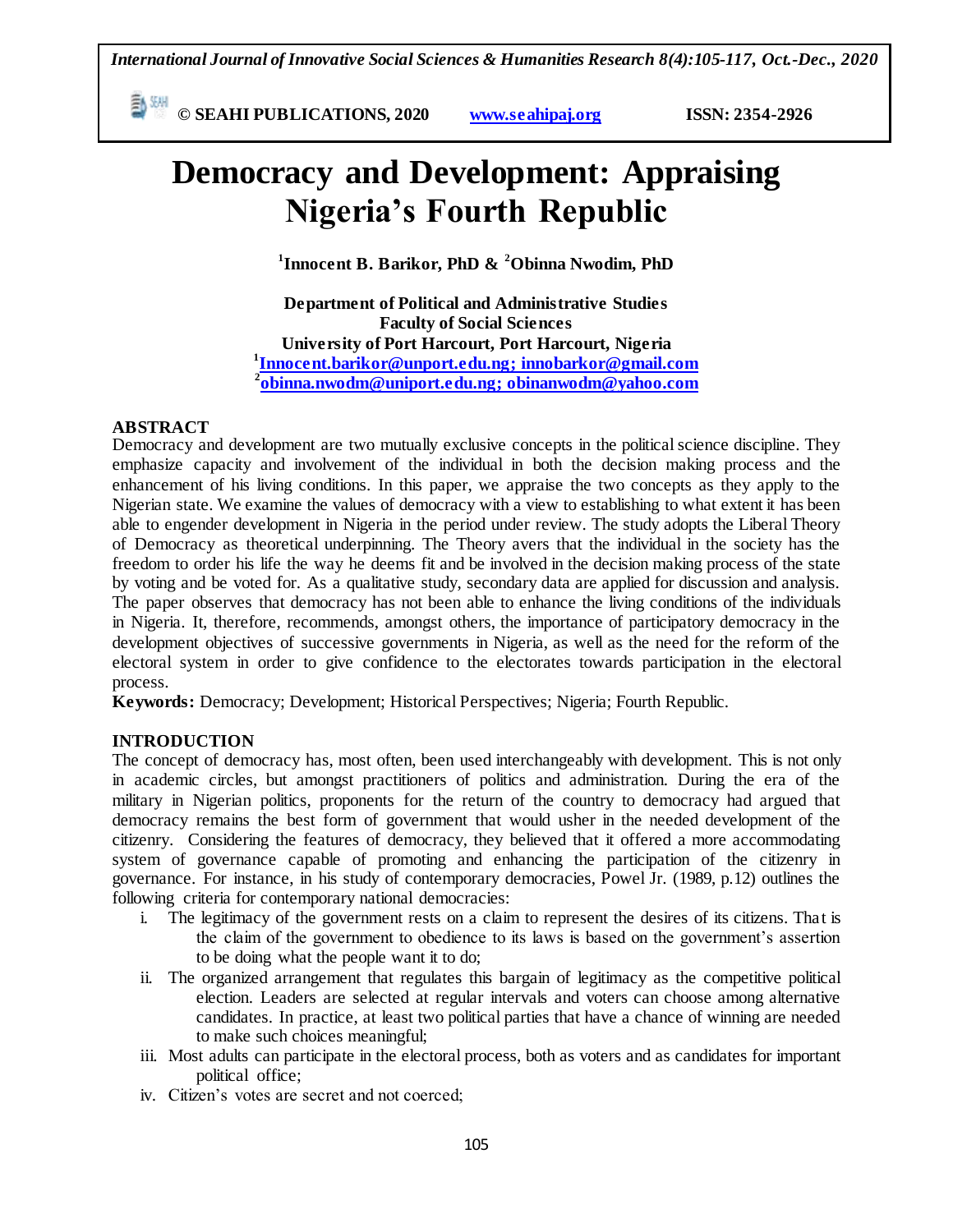# Democracy and Development: Appraising Nigeria's Fourth Republic

[1]Innocent B. Barikor, PhD & [2]Obinna Nwodim, PhD

**Department of Political and Administrative Studies**
**Faculty of Social Sciences**
**University of Port Harcourt, Port Harcourt, Nigeria**
[1]Innocent.barikor@unport.edu.ng; innobarkor@gmail.com
[2]obinna.nwodm@uniport.edu.ng; obinanwodm@yahoo.com

## ABSTRACT

Democracy and development are two mutually exclusive concepts in the political science discipline. They emphasize capacity and involvement of the individual in both the decision making process and the enhancement of his living conditions. In this paper, we appraise the two concepts as they apply to the Nigerian state. We examine the values of democracy with a view to establishing to what extent it has been able to engender development in Nigeria in the period under review. The study adopts the Liberal Theory of Democracy as theoretical underpinning. The Theory avers that the individual in the society has the freedom to order his life the way he deems fit and be involved in the decision making process of the state by voting and be voted for. As a qualitative study, secondary data are applied for discussion and analysis. The paper observes that democracy has not been able to enhance the living conditions of the individuals in Nigeria. It, therefore, recommends, amongst others, the importance of participatory democracy in the development objectives of successive governments in Nigeria, as well as the need for the reform of the electoral system in order to give confidence to the electorates towards participation in the electoral process.

**Keywords:** Democracy; Development; Historical Perspectives; Nigeria; Fourth Republic.

## INTRODUCTION

The concept of democracy has, most often, been used interchangeably with development. This is not only in academic circles, but amongst practitioners of politics and administration. During the era of the military in Nigerian politics, proponents for the return of the country to democracy had argued that democracy remains the best form of government that would usher in the needed development of the citizenry. Considering the features of democracy, they believed that it offered a more accommodating system of governance capable of promoting and enhancing the participation of the citizenry in governance. For instance, in his study of contemporary democracies, Powel Jr. (1989, p.12) outlines the following criteria for contemporary national democracies:

i. The legitimacy of the government rests on a claim to represent the desires of its citizens. That is the claim of the government to obedience to its laws is based on the government's assertion to be doing what the people want it to do;
ii. The organized arrangement that regulates this bargain of legitimacy as the competitive political election. Leaders are selected at regular intervals and voters can choose among alternative candidates. In practice, at least two political parties that have a chance of winning are needed to make such choices meaningful;
iii. Most adults can participate in the electoral process, both as voters and as candidates for important political office;
iv. Citizen's votes are secret and not coerced;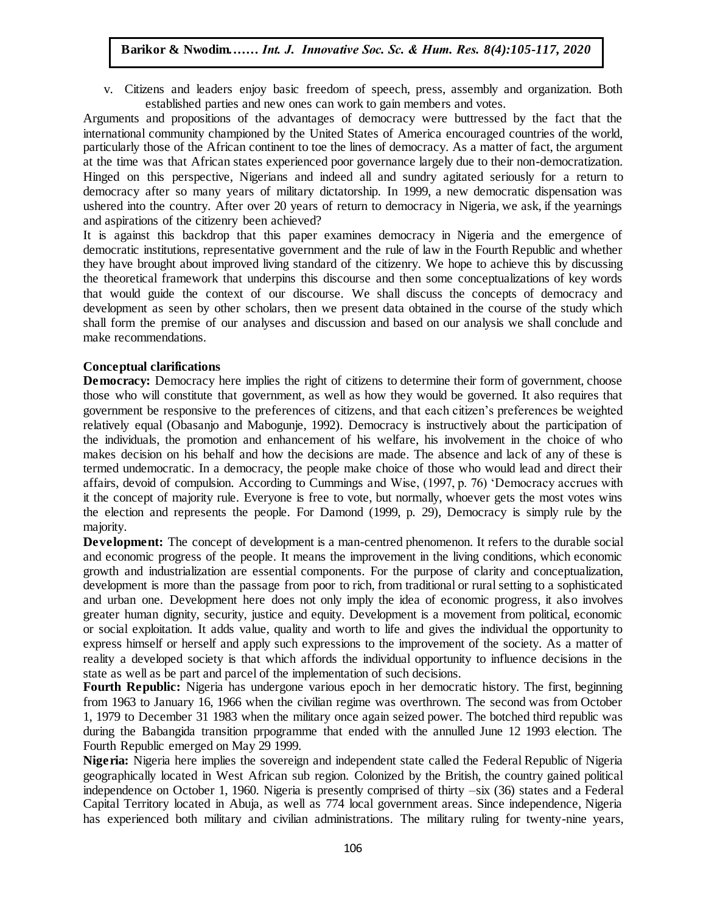v. Citizens and leaders enjoy basic freedom of speech, press, assembly and organization. Both established parties and new ones can work to gain members and votes.

Arguments and propositions of the advantages of democracy were buttressed by the fact that the international community championed by the United States of America encouraged countries of the world, particularly those of the African continent to toe the lines of democracy. As a matter of fact, the argument at the time was that African states experienced poor governance largely due to their non-democratization. Hinged on this perspective, Nigerians and indeed all and sundry agitated seriously for a return to democracy after so many years of military dictatorship. In 1999, a new democratic dispensation was ushered into the country. After over 20 years of return to democracy in Nigeria, we ask, if the yearnings and aspirations of the citizenry been achieved?

It is against this backdrop that this paper examines democracy in Nigeria and the emergence of democratic institutions, representative government and the rule of law in the Fourth Republic and whether they have brought about improved living standard of the citizenry. We hope to achieve this by discussing the theoretical framework that underpins this discourse and then some conceptualizations of key words that would guide the context of our discourse. We shall discuss the concepts of democracy and development as seen by other scholars, then we present data obtained in the course of the study which shall form the premise of our analyses and discussion and based on our analysis we shall conclude and make recommendations.

## Conceptual clarifications

**Democracy:** Democracy here implies the right of citizens to determine their form of government, choose those who will constitute that government, as well as how they would be governed. It also requires that government be responsive to the preferences of citizens, and that each citizen's preferences be weighted relatively equal (Obasanjo and Mabogunje, 1992). Democracy is instructively about the participation of the individuals, the promotion and enhancement of his welfare, his involvement in the choice of who makes decision on his behalf and how the decisions are made. The absence and lack of any of these is termed undemocratic. In a democracy, the people make choice of those who would lead and direct their affairs, devoid of compulsion. According to Cummings and Wise, (1997, p. 76) 'Democracy accrues with it the concept of majority rule. Everyone is free to vote, but normally, whoever gets the most votes wins the election and represents the people. For Damond (1999, p. 29), Democracy is simply rule by the majority.

**Development:** The concept of development is a man-centred phenomenon. It refers to the durable social and economic progress of the people. It means the improvement in the living conditions, which economic growth and industrialization are essential components. For the purpose of clarity and conceptualization, development is more than the passage from poor to rich, from traditional or rural setting to a sophisticated and urban one. Development here does not only imply the idea of economic progress, it also involves greater human dignity, security, justice and equity. Development is a movement from political, economic or social exploitation. It adds value, quality and worth to life and gives the individual the opportunity to express himself or herself and apply such expressions to the improvement of the society. As a matter of reality a developed society is that which affords the individual opportunity to influence decisions in the state as well as be part and parcel of the implementation of such decisions.

**Fourth Republic:** Nigeria has undergone various epoch in her democratic history. The first, beginning from 1963 to January 16, 1966 when the civilian regime was overthrown. The second was from October 1, 1979 to December 31 1983 when the military once again seized power. The botched third republic was during the Babangida transition prpogramme that ended with the annulled June 12 1993 election. The Fourth Republic emerged on May 29 1999.

**Nigeria:** Nigeria here implies the sovereign and independent state called the Federal Republic of Nigeria geographically located in West African sub region. Colonized by the British, the country gained political independence on October 1, 1960. Nigeria is presently comprised of thirty –six (36) states and a Federal Capital Territory located in Abuja, as well as 774 local government areas. Since independence, Nigeria has experienced both military and civilian administrations. The military ruling for twenty-nine years,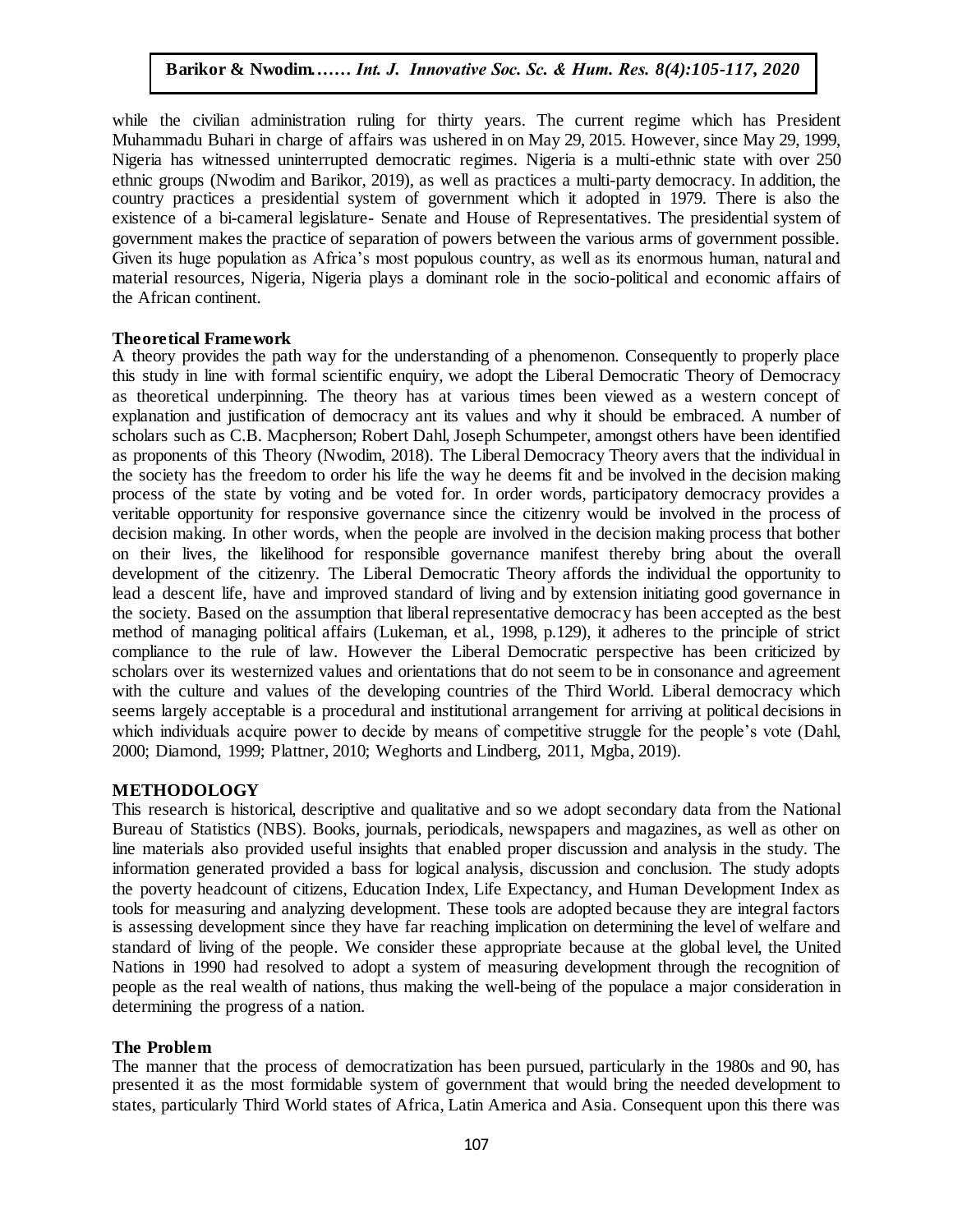while the civilian administration ruling for thirty years. The current regime which has President Muhammadu Buhari in charge of affairs was ushered in on May 29, 2015. However, since May 29, 1999, Nigeria has witnessed uninterrupted democratic regimes. Nigeria is a multi-ethnic state with over 250 ethnic groups (Nwodim and Barikor, 2019), as well as practices a multi-party democracy. In addition, the country practices a presidential system of government which it adopted in 1979. There is also the existence of a bi-cameral legislature- Senate and House of Representatives. The presidential system of government makes the practice of separation of powers between the various arms of government possible. Given its huge population as Africa's most populous country, as well as its enormous human, natural and material resources, Nigeria, Nigeria plays a dominant role in the socio-political and economic affairs of the African continent.

**Theoretical Framework**

A theory provides the path way for the understanding of a phenomenon. Consequently to properly place this study in line with formal scientific enquiry, we adopt the Liberal Democratic Theory of Democracy as theoretical underpinning. The theory has at various times been viewed as a western concept of explanation and justification of democracy ant its values and why it should be embraced. A number of scholars such as C.B. Macpherson; Robert Dahl, Joseph Schumpeter, amongst others have been identified as proponents of this Theory (Nwodim, 2018). The Liberal Democracy Theory avers that the individual in the society has the freedom to order his life the way he deems fit and be involved in the decision making process of the state by voting and be voted for. In order words, participatory democracy provides a veritable opportunity for responsive governance since the citizenry would be involved in the process of decision making. In other words, when the people are involved in the decision making process that bother on their lives, the likelihood for responsible governance manifest thereby bring about the overall development of the citizenry. The Liberal Democratic Theory affords the individual the opportunity to lead a descent life, have and improved standard of living and by extension initiating good governance in the society. Based on the assumption that liberal representative democracy has been accepted as the best method of managing political affairs (Lukeman, et al., 1998, p.129), it adheres to the principle of strict compliance to the rule of law. However the Liberal Democratic perspective has been criticized by scholars over its westernized values and orientations that do not seem to be in consonance and agreement with the culture and values of the developing countries of the Third World. Liberal democracy which seems largely acceptable is a procedural and institutional arrangement for arriving at political decisions in which individuals acquire power to decide by means of competitive struggle for the people's vote (Dahl, 2000; Diamond, 1999; Plattner, 2010; Weghorts and Lindberg, 2011, Mgba, 2019).

**METHODOLOGY**

This research is historical, descriptive and qualitative and so we adopt secondary data from the National Bureau of Statistics (NBS). Books, journals, periodicals, newspapers and magazines, as well as other on line materials also provided useful insights that enabled proper discussion and analysis in the study. The information generated provided a bass for logical analysis, discussion and conclusion. The study adopts the poverty headcount of citizens, Education Index, Life Expectancy, and Human Development Index as tools for measuring and analyzing development. These tools are adopted because they are integral factors is assessing development since they have far reaching implication on determining the level of welfare and standard of living of the people. We consider these appropriate because at the global level, the United Nations in 1990 had resolved to adopt a system of measuring development through the recognition of people as the real wealth of nations, thus making the well-being of the populace a major consideration in determining the progress of a nation.

**The Problem**

The manner that the process of democratization has been pursued, particularly in the 1980s and 90, has presented it as the most formidable system of government that would bring the needed development to states, particularly Third World states of Africa, Latin America and Asia. Consequent upon this there was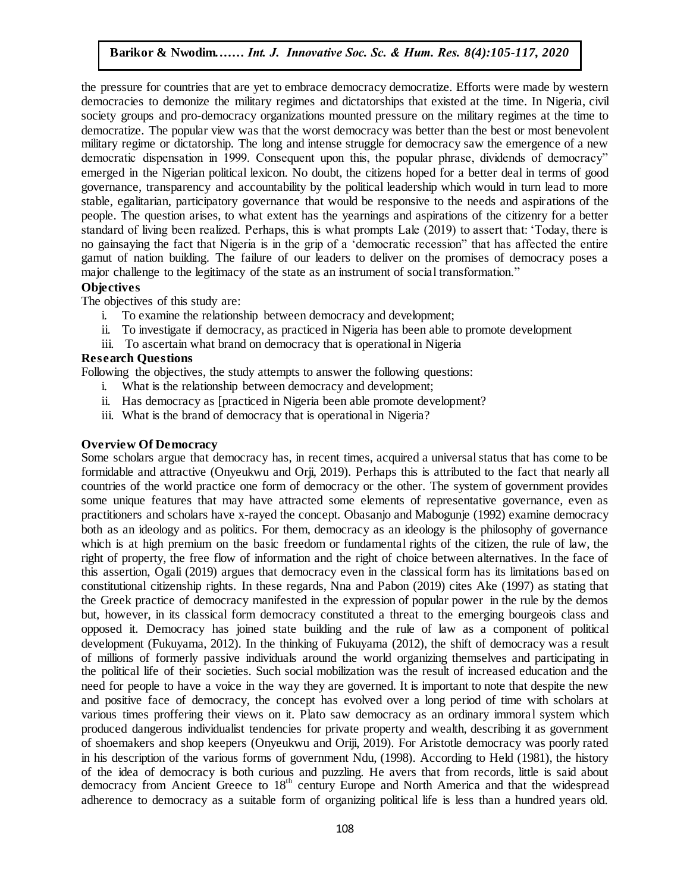the pressure for countries that are yet to embrace democracy democratize. Efforts were made by western democracies to demonize the military regimes and dictatorships that existed at the time. In Nigeria, civil society groups and pro-democracy organizations mounted pressure on the military regimes at the time to democratize. The popular view was that the worst democracy was better than the best or most benevolent military regime or dictatorship. The long and intense struggle for democracy saw the emergence of a new democratic dispensation in 1999. Consequent upon this, the popular phrase, dividends of democracy" emerged in the Nigerian political lexicon. No doubt, the citizens hoped for a better deal in terms of good governance, transparency and accountability by the political leadership which would in turn lead to more stable, egalitarian, participatory governance that would be responsive to the needs and aspirations of the people. The question arises, to what extent has the yearnings and aspirations of the citizenry for a better standard of living been realized. Perhaps, this is what prompts Lale (2019) to assert that: 'Today, there is no gainsaying the fact that Nigeria is in the grip of a 'democratic recession" that has affected the entire gamut of nation building. The failure of our leaders to deliver on the promises of democracy poses a major challenge to the legitimacy of the state as an instrument of social transformation."

**Objectives**

The objectives of this study are:

i. To examine the relationship between democracy and development;
ii. To investigate if democracy, as practiced in Nigeria has been able to promote development
iii. To ascertain what brand on democracy that is operational in Nigeria

**Research Questions**

Following the objectives, the study attempts to answer the following questions:

i. What is the relationship between democracy and development;
ii. Has democracy as [practiced in Nigeria been able promote development?
iii. What is the brand of democracy that is operational in Nigeria?

**Overview Of Democracy**

Some scholars argue that democracy has, in recent times, acquired a universal status that has come to be formidable and attractive (Onyeukwu and Orji, 2019). Perhaps this is attributed to the fact that nearly all countries of the world practice one form of democracy or the other. The system of government provides some unique features that may have attracted some elements of representative governance, even as practitioners and scholars have x-rayed the concept. Obasanjo and Mabogunje (1992) examine democracy both as an ideology and as politics. For them, democracy as an ideology is the philosophy of governance which is at high premium on the basic freedom or fundamental rights of the citizen, the rule of law, the right of property, the free flow of information and the right of choice between alternatives. In the face of this assertion, Ogali (2019) argues that democracy even in the classical form has its limitations based on constitutional citizenship rights. In these regards, Nna and Pabon (2019) cites Ake (1997) as stating that the Greek practice of democracy manifested in the expression of popular power in the rule by the demos but, however, in its classical form democracy constituted a threat to the emerging bourgeois class and opposed it. Democracy has joined state building and the rule of law as a component of political development (Fukuyama, 2012). In the thinking of Fukuyama (2012), the shift of democracy was a result of millions of formerly passive individuals around the world organizing themselves and participating in the political life of their societies. Such social mobilization was the result of increased education and the need for people to have a voice in the way they are governed. It is important to note that despite the new and positive face of democracy, the concept has evolved over a long period of time with scholars at various times proffering their views on it. Plato saw democracy as an ordinary immoral system which produced dangerous individualist tendencies for private property and wealth, describing it as government of shoemakers and shop keepers (Onyeukwu and Oriji, 2019). For Aristotle democracy was poorly rated in his description of the various forms of government Ndu, (1998). According to Held (1981), the history of the idea of democracy is both curious and puzzling. He avers that from records, little is said about democracy from Ancient Greece to 18th century Europe and North America and that the widespread adherence to democracy as a suitable form of organizing political life is less than a hundred years old.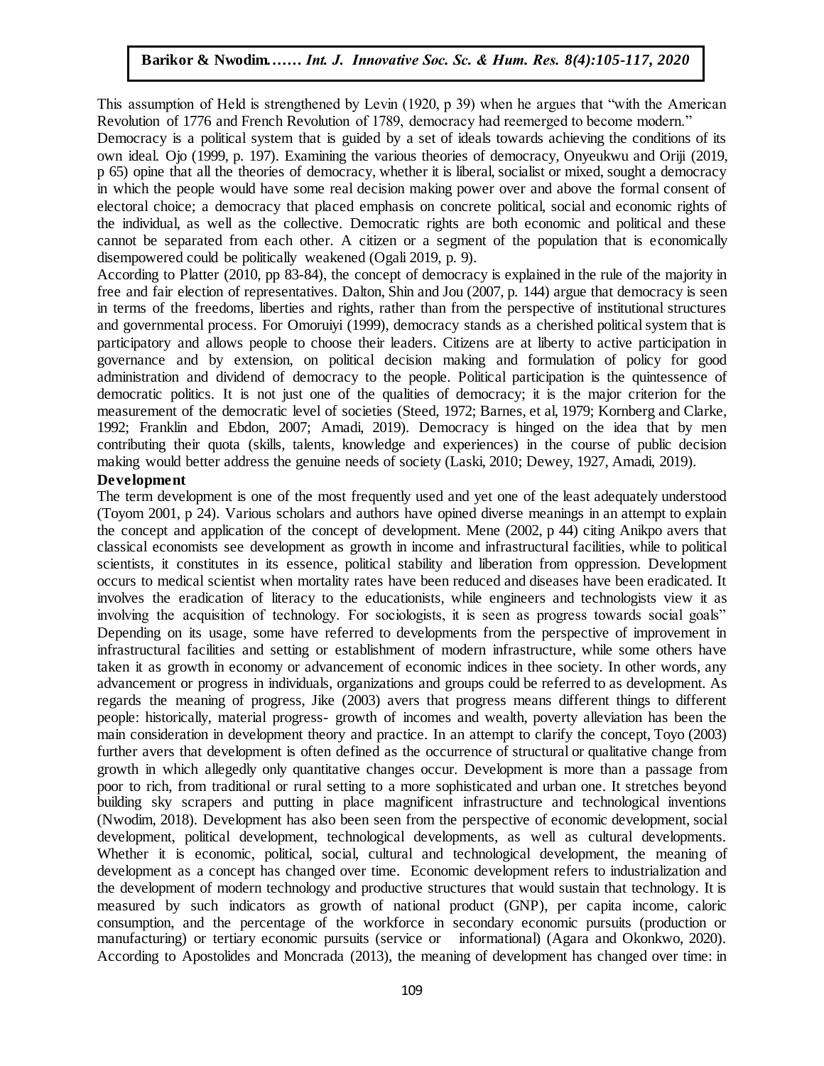This assumption of Held is strengthened by Levin (1920, p 39) when he argues that "with the American Revolution of 1776 and French Revolution of 1789, democracy had reemerged to become modern."

Democracy is a political system that is guided by a set of ideals towards achieving the conditions of its own ideal. Ojo (1999, p. 197). Examining the various theories of democracy, Onyeukwu and Oriji (2019, p 65) opine that all the theories of democracy, whether it is liberal, socialist or mixed, sought a democracy in which the people would have some real decision making power over and above the formal consent of electoral choice; a democracy that placed emphasis on concrete political, social and economic rights of the individual, as well as the collective. Democratic rights are both economic and political and these cannot be separated from each other. A citizen or a segment of the population that is economically disempowered could be politically weakened (Ogali 2019, p. 9).

According to Platter (2010, pp 83-84), the concept of democracy is explained in the rule of the majority in free and fair election of representatives. Dalton, Shin and Jou (2007, p. 144) argue that democracy is seen in terms of the freedoms, liberties and rights, rather than from the perspective of institutional structures and governmental process. For Omoruiyi (1999), democracy stands as a cherished political system that is participatory and allows people to choose their leaders. Citizens are at liberty to active participation in governance and by extension, on political decision making and formulation of policy for good administration and dividend of democracy to the people. Political participation is the quintessence of democratic politics. It is not just one of the qualities of democracy; it is the major criterion for the measurement of the democratic level of societies (Steed, 1972; Barnes, et al, 1979; Kornberg and Clarke, 1992; Franklin and Ebdon, 2007; Amadi, 2019). Democracy is hinged on the idea that by men contributing their quota (skills, talents, knowledge and experiences) in the course of public decision making would better address the genuine needs of society (Laski, 2010; Dewey, 1927, Amadi, 2019).

**Development**

The term development is one of the most frequently used and yet one of the least adequately understood (Toyom 2001, p 24). Various scholars and authors have opined diverse meanings in an attempt to explain the concept and application of the concept of development. Mene (2002, p 44) citing Anikpo avers that classical economists see development as growth in income and infrastructural facilities, while to political scientists, it constitutes in its essence, political stability and liberation from oppression. Development occurs to medical scientist when mortality rates have been reduced and diseases have been eradicated. It involves the eradication of literacy to the educationists, while engineers and technologists view it as involving the acquisition of technology. For sociologists, it is seen as progress towards social goals" Depending on its usage, some have referred to developments from the perspective of improvement in infrastructural facilities and setting or establishment of modern infrastructure, while some others have taken it as growth in economy or advancement of economic indices in thee society. In other words, any advancement or progress in individuals, organizations and groups could be referred to as development. As regards the meaning of progress, Jike (2003) avers that progress means different things to different people: historically, material progress- growth of incomes and wealth, poverty alleviation has been the main consideration in development theory and practice. In an attempt to clarify the concept, Toyo (2003) further avers that development is often defined as the occurrence of structural or qualitative change from growth in which allegedly only quantitative changes occur. Development is more than a passage from poor to rich, from traditional or rural setting to a more sophisticated and urban one. It stretches beyond building sky scrapers and putting in place magnificent infrastructure and technological inventions (Nwodim, 2018). Development has also been seen from the perspective of economic development, social development, political development, technological developments, as well as cultural developments. Whether it is economic, political, social, cultural and technological development, the meaning of development as a concept has changed over time. Economic development refers to industrialization and the development of modern technology and productive structures that would sustain that technology. It is measured by such indicators as growth of national product (GNP), per capita income, caloric consumption, and the percentage of the workforce in secondary economic pursuits (production or manufacturing) or tertiary economic pursuits (service or informational) (Agara and Okonkwo, 2020). According to Apostolides and Moncrada (2013), the meaning of development has changed over time: in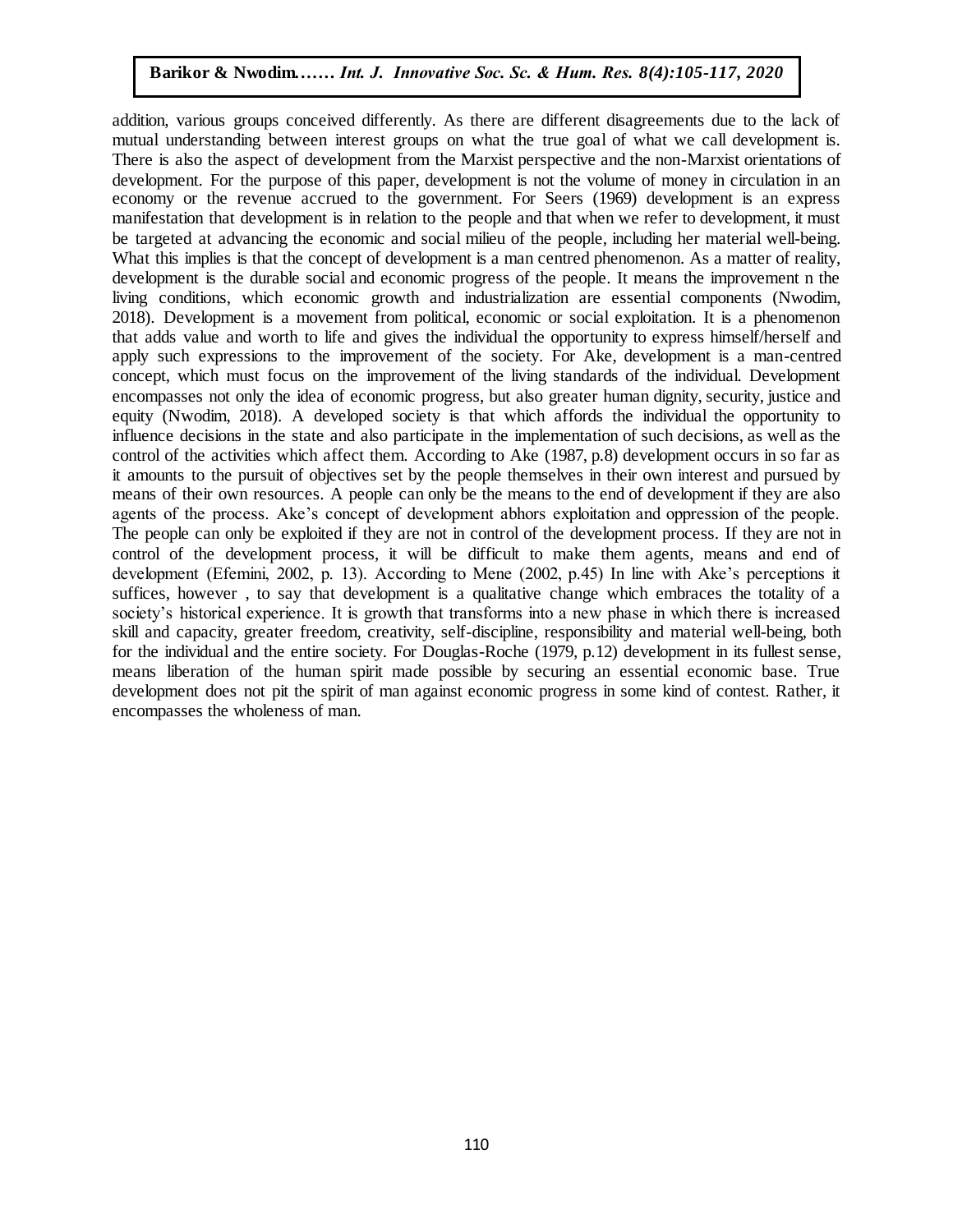addition, various groups conceived differently. As there are different disagreements due to the lack of mutual understanding between interest groups on what the true goal of what we call development is. There is also the aspect of development from the Marxist perspective and the non-Marxist orientations of development. For the purpose of this paper, development is not the volume of money in circulation in an economy or the revenue accrued to the government. For Seers (1969) development is an express manifestation that development is in relation to the people and that when we refer to development, it must be targeted at advancing the economic and social milieu of the people, including her material well-being. What this implies is that the concept of development is a man centred phenomenon. As a matter of reality, development is the durable social and economic progress of the people. It means the improvement n the living conditions, which economic growth and industrialization are essential components (Nwodim, 2018). Development is a movement from political, economic or social exploitation. It is a phenomenon that adds value and worth to life and gives the individual the opportunity to express himself/herself and apply such expressions to the improvement of the society. For Ake, development is a man-centred concept, which must focus on the improvement of the living standards of the individual. Development encompasses not only the idea of economic progress, but also greater human dignity, security, justice and equity (Nwodim, 2018). A developed society is that which affords the individual the opportunity to influence decisions in the state and also participate in the implementation of such decisions, as well as the control of the activities which affect them. According to Ake (1987, p.8) development occurs in so far as it amounts to the pursuit of objectives set by the people themselves in their own interest and pursued by means of their own resources. A people can only be the means to the end of development if they are also agents of the process. Ake's concept of development abhors exploitation and oppression of the people. The people can only be exploited if they are not in control of the development process. If they are not in control of the development process, it will be difficult to make them agents, means and end of development (Efemini, 2002, p. 13). According to Mene (2002, p.45) In line with Ake's perceptions it suffices, however , to say that development is a qualitative change which embraces the totality of a society's historical experience. It is growth that transforms into a new phase in which there is increased skill and capacity, greater freedom, creativity, self-discipline, responsibility and material well-being, both for the individual and the entire society. For Douglas-Roche (1979, p.12) development in its fullest sense, means liberation of the human spirit made possible by securing an essential economic base. True development does not pit the spirit of man against economic progress in some kind of contest. Rather, it encompasses the wholeness of man.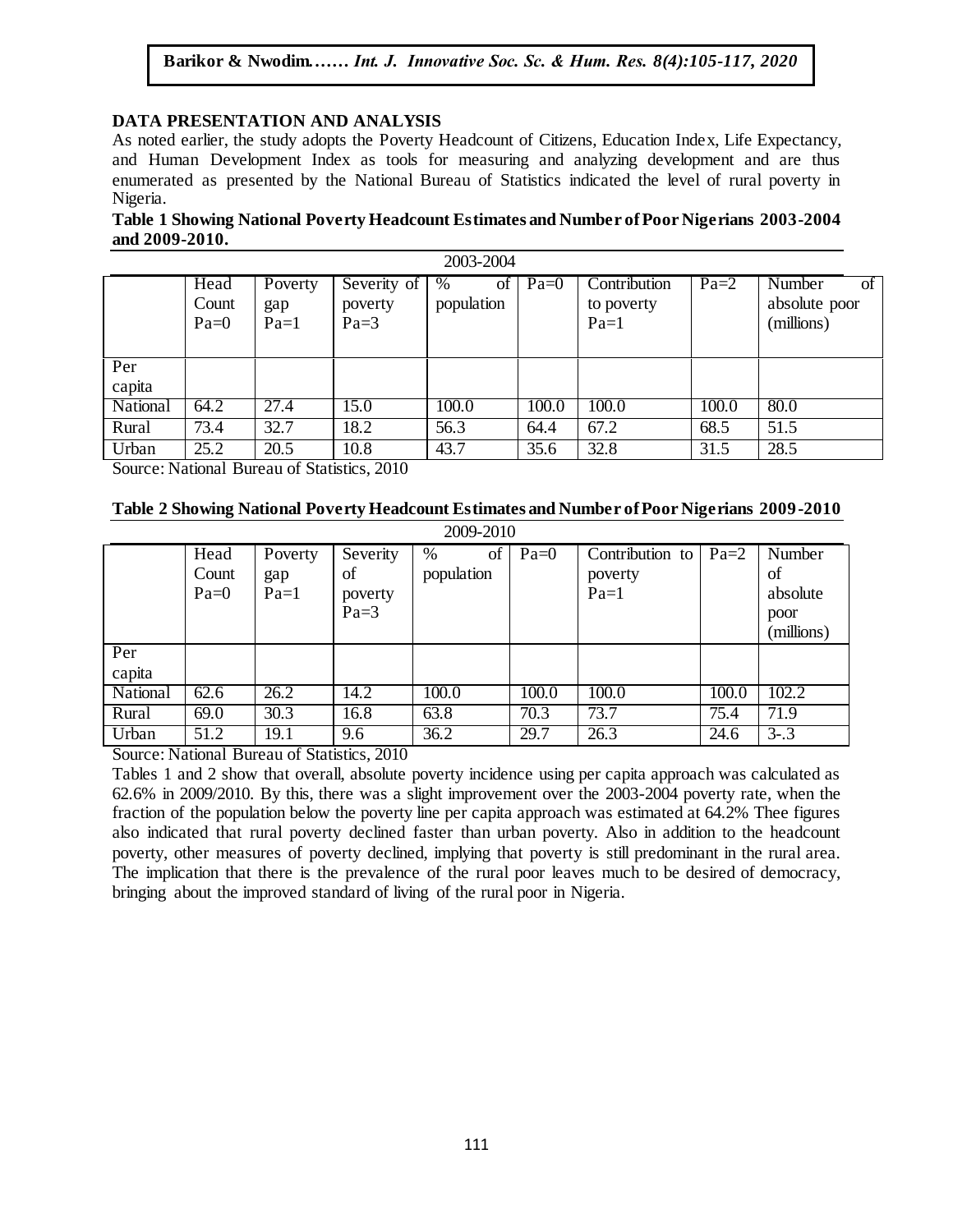## DATA PRESENTATION AND ANALYSIS

As noted earlier, the study adopts the Poverty Headcount of Citizens, Education Index, Life Expectancy, and Human Development Index as tools for measuring and analyzing development and are thus enumerated as presented by the National Bureau of Statistics indicated the level of rural poverty in Nigeria.

**Table 1 Showing National Poverty Headcount Estimates and Number of Poor Nigerians 2003-2004 and 2009-2010.**

| 2003-2004 | | | | | | | | |
|---|---|---|---|---|---|---|---|---|
| | Head Count Pa=0 | Poverty gap Pa=1 | Severity of poverty Pa=3 | % of population | Pa=0 | Contribution to poverty Pa=1 | Pa=2 | Number of absolute poor (millions) |
| Per capita | | | | | | | | |
| National | 64.2 | 27.4 | 15.0 | 100.0 | 100.0 | 100.0 | 100.0 | 80.0 |
| Rural | 73.4 | 32.7 | 18.2 | 56.3 | 64.4 | 67.2 | 68.5 | 51.5 |
| Urban | 25.2 | 20.5 | 10.8 | 43.7 | 35.6 | 32.8 | 31.5 | 28.5 |

Source: National Bureau of Statistics, 2010

**Table 2 Showing National Poverty Headcount Estimates and Number of Poor Nigerians 2009-2010**

| 2009-2010 | | | | | | | | |
|---|---|---|---|---|---|---|---|---|
| | Head Count Pa=0 | Poverty gap Pa=1 | Severity of poverty Pa=3 | % of population | Pa=0 | Contribution to poverty Pa=1 | Pa=2 | Number of absolute poor (millions) |
| Per capita | | | | | | | | |
| National | 62.6 | 26.2 | 14.2 | 100.0 | 100.0 | 100.0 | 100.0 | 102.2 |
| Rural | 69.0 | 30.3 | 16.8 | 63.8 | 70.3 | 73.7 | 75.4 | 71.9 |
| Urban | 51.2 | 19.1 | 9.6 | 36.2 | 29.7 | 26.3 | 24.6 | 3-.3 |

Source: National Bureau of Statistics, 2010

Tables 1 and 2 show that overall, absolute poverty incidence using per capita approach was calculated as 62.6% in 2009/2010. By this, there was a slight improvement over the 2003-2004 poverty rate, when the fraction of the population below the poverty line per capita approach was estimated at 64.2% Thee figures also indicated that rural poverty declined faster than urban poverty. Also in addition to the headcount poverty, other measures of poverty declined, implying that poverty is still predominant in the rural area. The implication that there is the prevalence of the rural poor leaves much to be desired of democracy, bringing about the improved standard of living of the rural poor in Nigeria.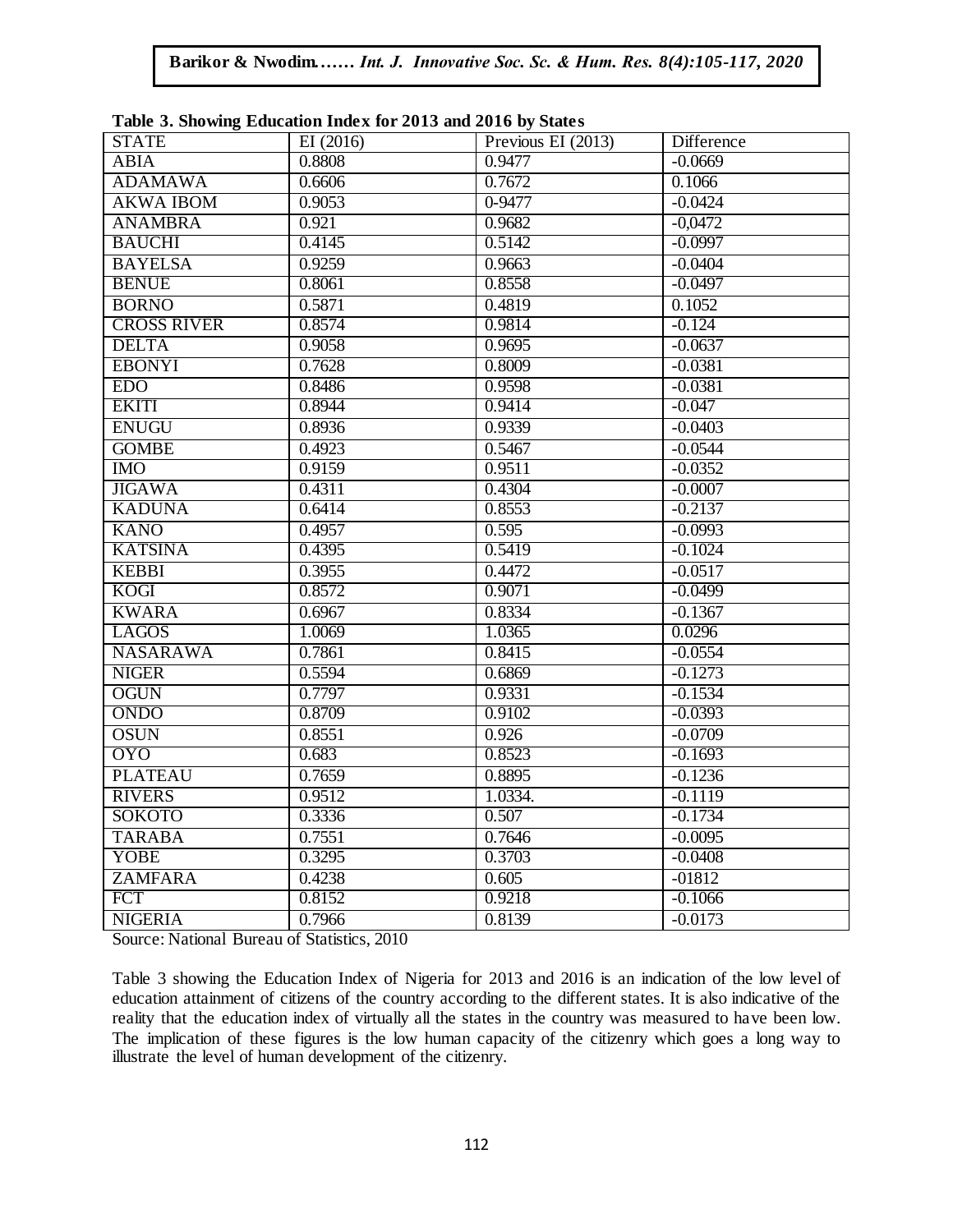**Table 3. Showing Education Index for 2013 and 2016 by States**

| STATE | EI (2016) | Previous EI (2013) | Difference |
|---|---|---|---|
| ABIA | 0.8808 | 0.9477 | -0.0669 |
| ADAMAWA | 0.6606 | 0.7672 | 0.1066 |
| AKWA IBOM | 0.9053 | 0-9477 | -0.0424 |
| ANAMBRA | 0.921 | 0.9682 | -0,0472 |
| BAUCHI | 0.4145 | 0.5142 | -0.0997 |
| BAYELSA | 0.9259 | 0.9663 | -0.0404 |
| BENUE | 0.8061 | 0.8558 | -0.0497 |
| BORNO | 0.5871 | 0.4819 | 0.1052 |
| CROSS RIVER | 0.8574 | 0.9814 | -0.124 |
| DELTA | 0.9058 | 0.9695 | -0.0637 |
| EBONYI | 0.7628 | 0.8009 | -0.0381 |
| EDO | 0.8486 | 0.9598 | -0.0381 |
| EKITI | 0.8944 | 0.9414 | -0.047 |
| ENUGU | 0.8936 | 0.9339 | -0.0403 |
| GOMBE | 0.4923 | 0.5467 | -0.0544 |
| IMO | 0.9159 | 0.9511 | -0.0352 |
| JIGAWA | 0.4311 | 0.4304 | -0.0007 |
| KADUNA | 0.6414 | 0.8553 | -0.2137 |
| KANO | 0.4957 | 0.595 | -0.0993 |
| KATSINA | 0.4395 | 0.5419 | -0.1024 |
| KEBBI | 0.3955 | 0.4472 | -0.0517 |
| KOGI | 0.8572 | 0.9071 | -0.0499 |
| KWARA | 0.6967 | 0.8334 | -0.1367 |
| LAGOS | 1.0069 | 1.0365 | 0.0296 |
| NASARAWA | 0.7861 | 0.8415 | -0.0554 |
| NIGER | 0.5594 | 0.6869 | -0.1273 |
| OGUN | 0.7797 | 0.9331 | -0.1534 |
| ONDO | 0.8709 | 0.9102 | -0.0393 |
| OSUN | 0.8551 | 0.926 | -0.0709 |
| OYO | 0.683 | 0.8523 | -0.1693 |
| PLATEAU | 0.7659 | 0.8895 | -0.1236 |
| RIVERS | 0.9512 | 1.0334. | -0.1119 |
| SOKOTO | 0.3336 | 0.507 | -0.1734 |
| TARABA | 0.7551 | 0.7646 | -0.0095 |
| YOBE | 0.3295 | 0.3703 | -0.0408 |
| ZAMFARA | 0.4238 | 0.605 | -01812 |
| FCT | 0.8152 | 0.9218 | -0.1066 |
| NIGERIA | 0.7966 | 0.8139 | -0.0173 |

Source: National Bureau of Statistics, 2010

Table 3 showing the Education Index of Nigeria for 2013 and 2016 is an indication of the low level of education attainment of citizens of the country according to the different states. It is also indicative of the reality that the education index of virtually all the states in the country was measured to have been low. The implication of these figures is the low human capacity of the citizenry which goes a long way to illustrate the level of human development of the citizenry.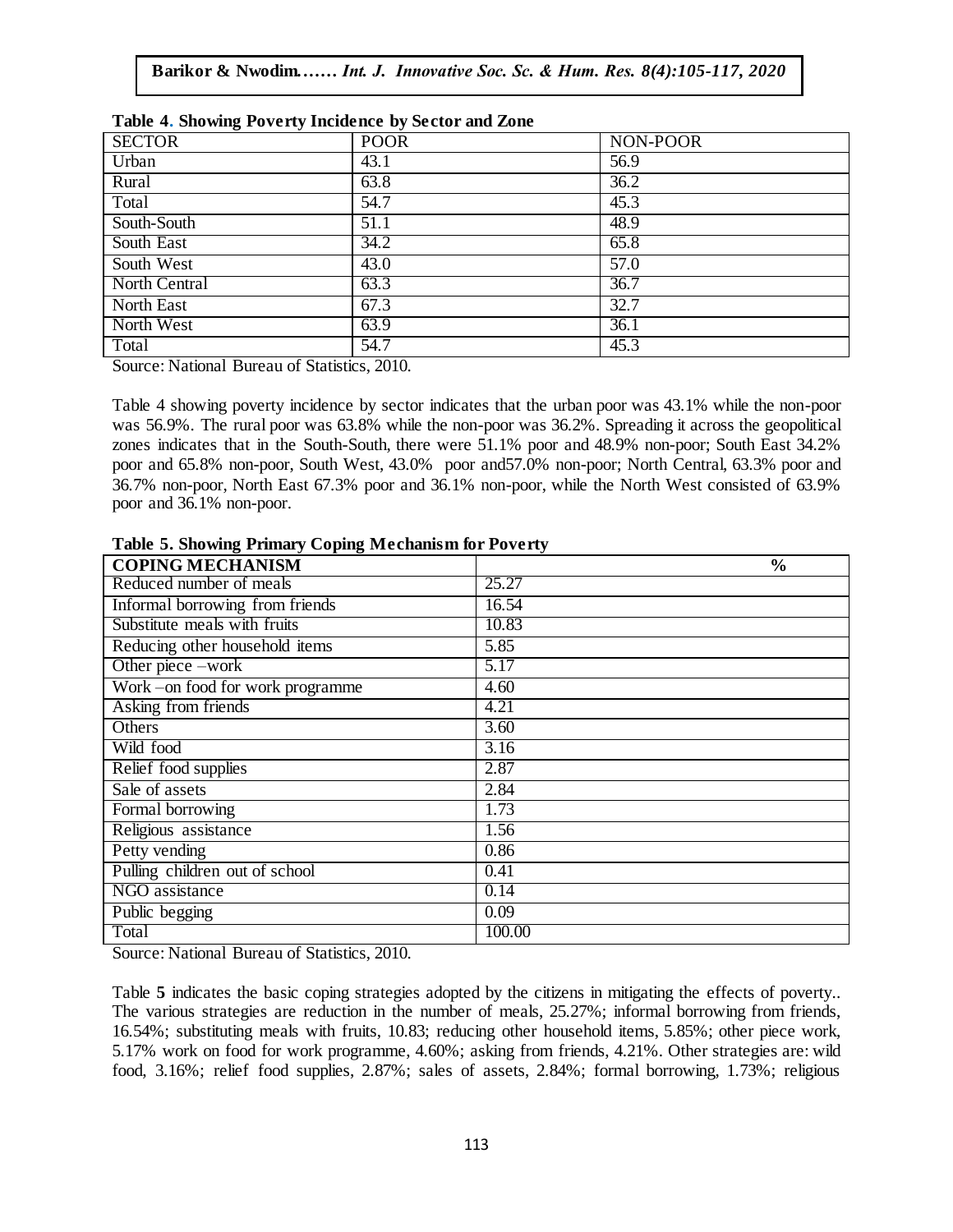**Table 4**. **Showing Poverty Incidence by Sector and Zone**

| SECTOR | POOR | NON-POOR |
|---|---|---|
| Urban | 43.1 | 56.9 |
| Rural | 63.8 | 36.2 |
| Total | 54.7 | 45.3 |
| South-South | 51.1 | 48.9 |
| South East | 34.2 | 65.8 |
| South West | 43.0 | 57.0 |
| North Central | 63.3 | 36.7 |
| North East | 67.3 | 32.7 |
| North West | 63.9 | 36.1 |
| Total | 54.7 | 45.3 |

Source: National Bureau of Statistics, 2010.

Table 4 showing poverty incidence by sector indicates that the urban poor was 43.1% while the non-poor was 56.9%. The rural poor was 63.8% while the non-poor was 36.2%. Spreading it across the geopolitical zones indicates that in the South-South, there were 51.1% poor and 48.9% non-poor; South East 34.2% poor and 65.8% non-poor, South West, 43.0% poor and57.0% non-poor; North Central, 63.3% poor and 36.7% non-poor, North East 67.3% poor and 36.1% non-poor, while the North West consisted of 63.9% poor and 36.1% non-poor.

**Table 5. Showing Primary Coping Mechanism for Poverty**

| COPING MECHANISM | % |
|---|---|
| Reduced number of meals | 25.27 |
| Informal borrowing from friends | 16.54 |
| Substitute meals with fruits | 10.83 |
| Reducing other household items | 5.85 |
| Other piece –work | 5.17 |
| Work –on food for work programme | 4.60 |
| Asking from friends | 4.21 |
| Others | 3.60 |
| Wild food | 3.16 |
| Relief food supplies | 2.87 |
| Sale of assets | 2.84 |
| Formal borrowing | 1.73 |
| Religious assistance | 1.56 |
| Petty vending | 0.86 |
| Pulling children out of school | 0.41 |
| NGO assistance | 0.14 |
| Public begging | 0.09 |
| Total | 100.00 |

Source: National Bureau of Statistics, 2010.

Table **5** indicates the basic coping strategies adopted by the citizens in mitigating the effects of poverty.. The various strategies are reduction in the number of meals, 25.27%; informal borrowing from friends, 16.54%; substituting meals with fruits, 10.83; reducing other household items, 5.85%; other piece work, 5.17% work on food for work programme, 4.60%; asking from friends, 4.21%. Other strategies are: wild food, 3.16%; relief food supplies, 2.87%; sales of assets, 2.84%; formal borrowing, 1.73%; religious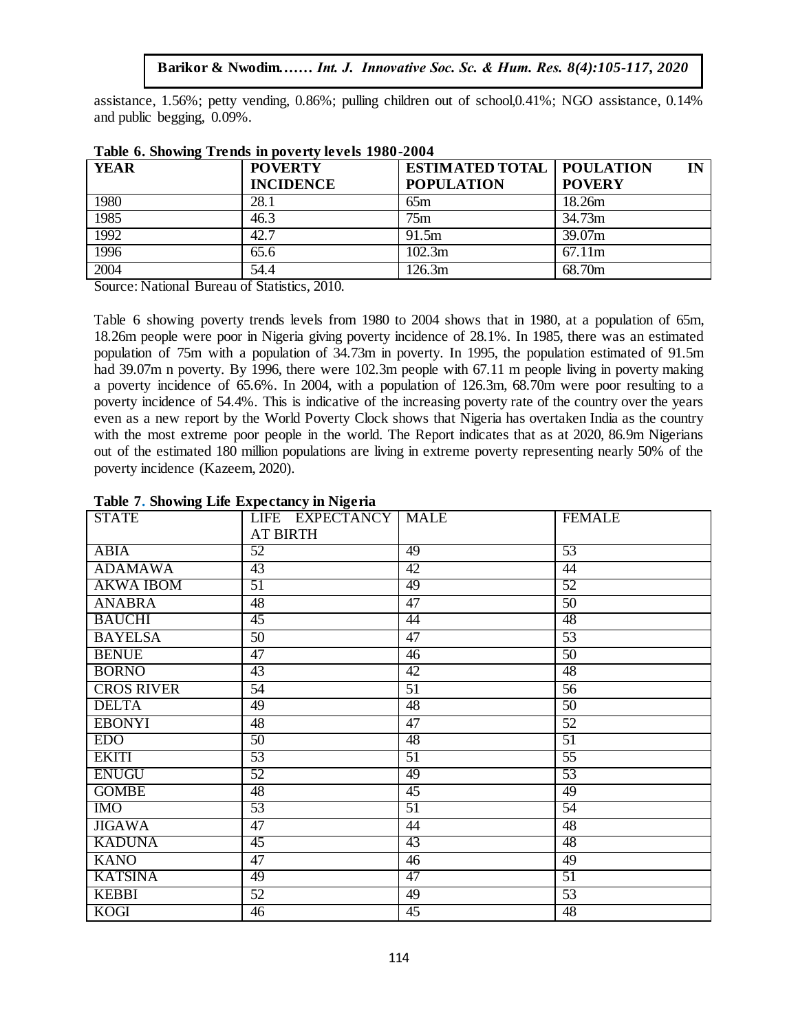assistance, 1.56%; petty vending, 0.86%; pulling children out of school,0.41%; NGO assistance, 0.14% and public begging, 0.09%.

**Table 6. Showing Trends in poverty levels 1980-2004**

| YEAR | POVERTY INCIDENCE | ESTIMATED TOTAL POPULATION | POULATION IN POVERY |
|---|---|---|---|
| 1980 | 28.1 | 65m | 18.26m |
| 1985 | 46.3 | 75m | 34.73m |
| 1992 | 42.7 | 91.5m | 39.07m |
| 1996 | 65.6 | 102.3m | 67.11m |
| 2004 | 54.4 | 126.3m | 68.70m |

Source: National Bureau of Statistics, 2010.

Table 6 showing poverty trends levels from 1980 to 2004 shows that in 1980, at a population of 65m, 18.26m people were poor in Nigeria giving poverty incidence of 28.1%. In 1985, there was an estimated population of 75m with a population of 34.73m in poverty. In 1995, the population estimated of 91.5m had 39.07m n poverty. By 1996, there were 102.3m people with 67.11 m people living in poverty making a poverty incidence of 65.6%. In 2004, with a population of 126.3m, 68.70m were poor resulting to a poverty incidence of 54.4%. This is indicative of the increasing poverty rate of the country over the years even as a new report by the World Poverty Clock shows that Nigeria has overtaken India as the country with the most extreme poor people in the world. The Report indicates that as at 2020, 86.9m Nigerians out of the estimated 180 million populations are living in extreme poverty representing nearly 50% of the poverty incidence (Kazeem, 2020).

**Table 7. Showing Life Expectancy in Nigeria**

| STATE | LIFE EXPECTANCY AT BIRTH | MALE | FEMALE |
|---|---|---|---|
| ABIA | 52 | 49 | 53 |
| ADAMAWA | 43 | 42 | 44 |
| AKWA IBOM | 51 | 49 | 52 |
| ANABRA | 48 | 47 | 50 |
| BAUCHI | 45 | 44 | 48 |
| BAYELSA | 50 | 47 | 53 |
| BENUE | 47 | 46 | 50 |
| BORNO | 43 | 42 | 48 |
| CROS RIVER | 54 | 51 | 56 |
| DELTA | 49 | 48 | 50 |
| EBONYI | 48 | 47 | 52 |
| EDO | 50 | 48 | 51 |
| EKITI | 53 | 51 | 55 |
| ENUGU | 52 | 49 | 53 |
| GOMBE | 48 | 45 | 49 |
| IMO | 53 | 51 | 54 |
| JIGAWA | 47 | 44 | 48 |
| KADUNA | 45 | 43 | 48 |
| KANO | 47 | 46 | 49 |
| KATSINA | 49 | 47 | 51 |
| KEBBI | 52 | 49 | 53 |
| KOGI | 46 | 45 | 48 |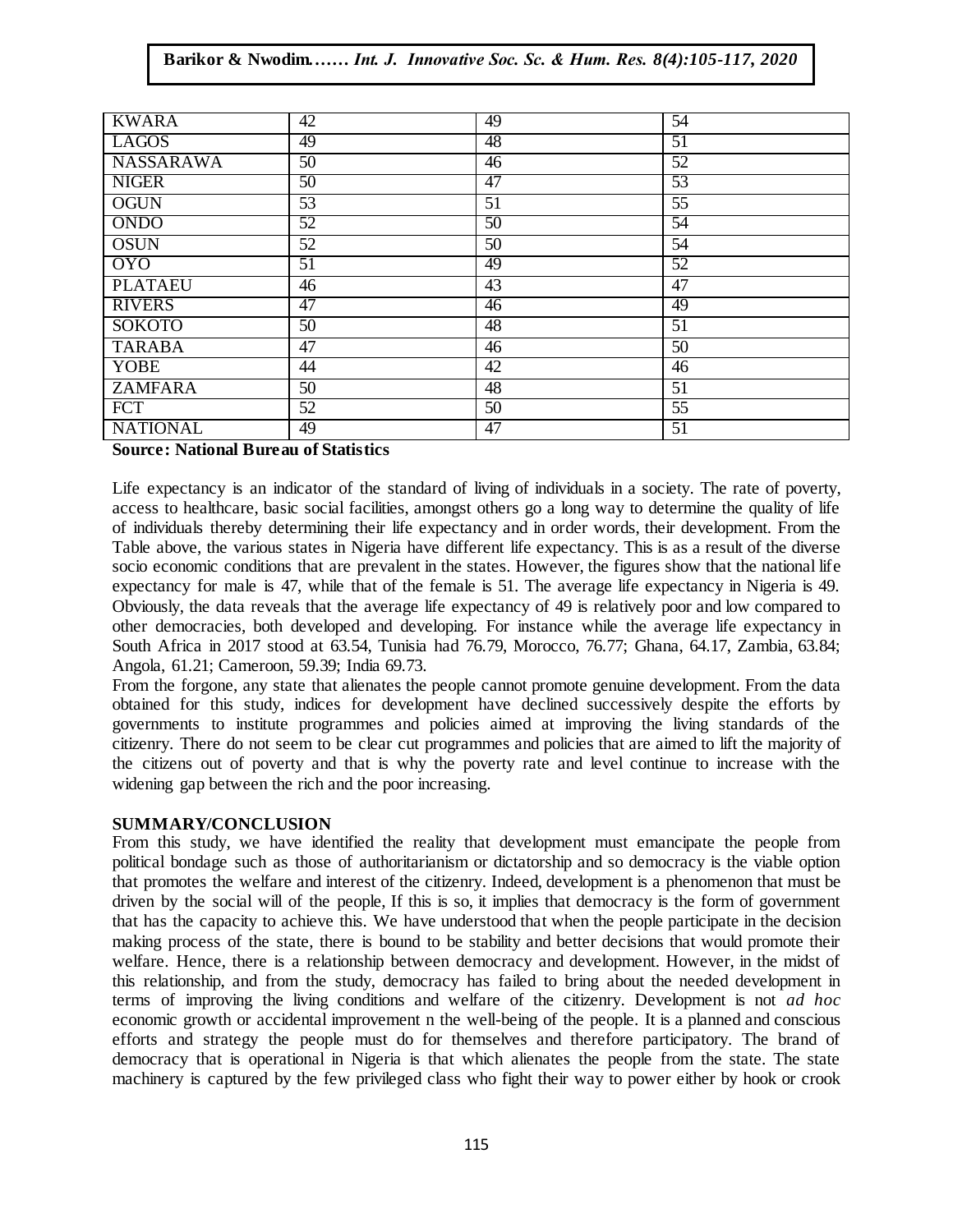| KWARA | 42 | 49 | 54 |
|---|---|---|---|
| LAGOS | 49 | 48 | 51 |
| NASSARAWA | 50 | 46 | 52 |
| NIGER | 50 | 47 | 53 |
| OGUN | 53 | 51 | 55 |
| ONDO | 52 | 50 | 54 |
| OSUN | 52 | 50 | 54 |
| OYO | 51 | 49 | 52 |
| PLATAEU | 46 | 43 | 47 |
| RIVERS | 47 | 46 | 49 |
| SOKOTO | 50 | 48 | 51 |
| TARABA | 47 | 46 | 50 |
| YOBE | 44 | 42 | 46 |
| ZAMFARA | 50 | 48 | 51 |
| FCT | 52 | 50 | 55 |
| NATIONAL | 49 | 47 | 51 |

**Source: National Bureau of Statistics**

Life expectancy is an indicator of the standard of living of individuals in a society. The rate of poverty, access to healthcare, basic social facilities, amongst others go a long way to determine the quality of life of individuals thereby determining their life expectancy and in order words, their development. From the Table above, the various states in Nigeria have different life expectancy. This is as a result of the diverse socio economic conditions that are prevalent in the states. However, the figures show that the national life expectancy for male is 47, while that of the female is 51. The average life expectancy in Nigeria is 49. Obviously, the data reveals that the average life expectancy of 49 is relatively poor and low compared to other democracies, both developed and developing. For instance while the average life expectancy in South Africa in 2017 stood at 63.54, Tunisia had 76.79, Morocco, 76.77; Ghana, 64.17, Zambia, 63.84; Angola, 61.21; Cameroon, 59.39; India 69.73.

From the forgone, any state that alienates the people cannot promote genuine development. From the data obtained for this study, indices for development have declined successively despite the efforts by governments to institute programmes and policies aimed at improving the living standards of the citizenry. There do not seem to be clear cut programmes and policies that are aimed to lift the majority of the citizens out of poverty and that is why the poverty rate and level continue to increase with the widening gap between the rich and the poor increasing.

## SUMMARY/CONCLUSION

From this study, we have identified the reality that development must emancipate the people from political bondage such as those of authoritarianism or dictatorship and so democracy is the viable option that promotes the welfare and interest of the citizenry. Indeed, development is a phenomenon that must be driven by the social will of the people, If this is so, it implies that democracy is the form of government that has the capacity to achieve this. We have understood that when the people participate in the decision making process of the state, there is bound to be stability and better decisions that would promote their welfare. Hence, there is a relationship between democracy and development. However, in the midst of this relationship, and from the study, democracy has failed to bring about the needed development in terms of improving the living conditions and welfare of the citizenry. Development is not *ad hoc* economic growth or accidental improvement n the well-being of the people. It is a planned and conscious efforts and strategy the people must do for themselves and therefore participatory. The brand of democracy that is operational in Nigeria is that which alienates the people from the state. The state machinery is captured by the few privileged class who fight their way to power either by hook or crook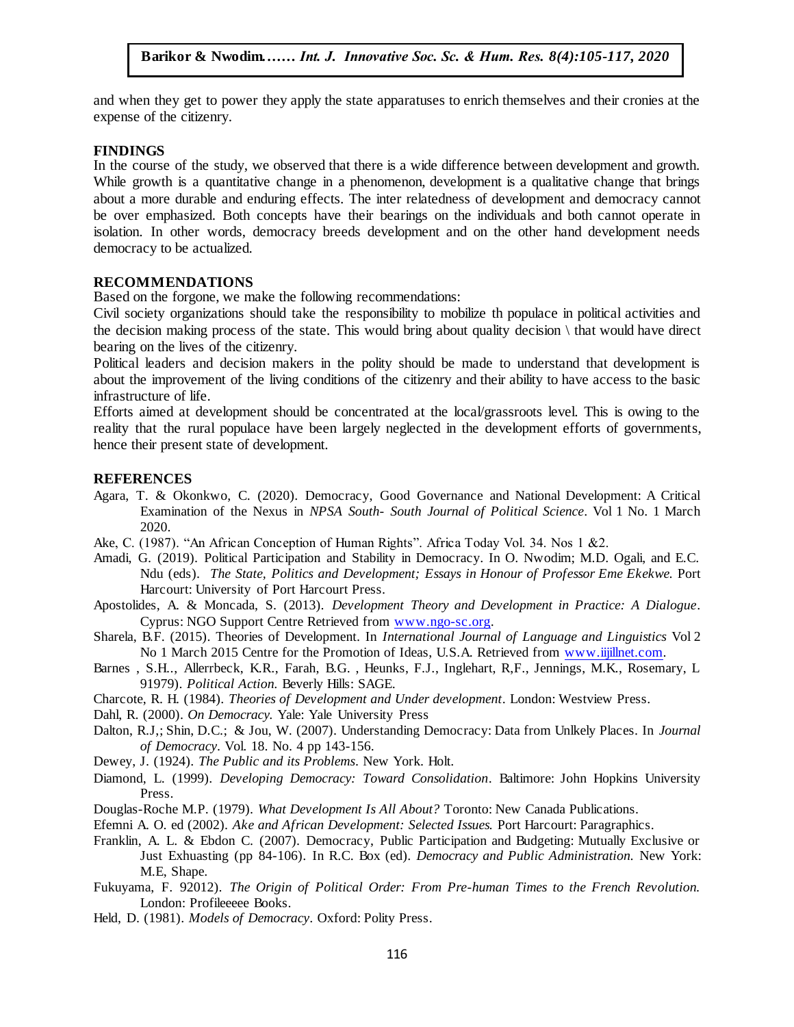and when they get to power they apply the state apparatuses to enrich themselves and their cronies at the expense of the citizenry.

## FINDINGS

In the course of the study, we observed that there is a wide difference between development and growth. While growth is a quantitative change in a phenomenon, development is a qualitative change that brings about a more durable and enduring effects. The inter relatedness of development and democracy cannot be over emphasized. Both concepts have their bearings on the individuals and both cannot operate in isolation. In other words, democracy breeds development and on the other hand development needs democracy to be actualized.

## RECOMMENDATIONS

Based on the forgone, we make the following recommendations:

Civil society organizations should take the responsibility to mobilize th populace in political activities and the decision making process of the state. This would bring about quality decision \ that would have direct bearing on the lives of the citizenry.

Political leaders and decision makers in the polity should be made to understand that development is about the improvement of the living conditions of the citizenry and their ability to have access to the basic infrastructure of life.

Efforts aimed at development should be concentrated at the local/grassroots level. This is owing to the reality that the rural populace have been largely neglected in the development efforts of governments, hence their present state of development.

## REFERENCES

Agara, T. & Okonkwo, C. (2020). Democracy, Good Governance and National Development: A Critical Examination of the Nexus in *NPSA South- South Journal of Political Science*. Vol 1 No. 1 March 2020.

Ake, C. (1987). "An African Conception of Human Rights". Africa Today Vol. 34. Nos 1 &2.

Amadi, G. (2019). Political Participation and Stability in Democracy. In O. Nwodim; M.D. Ogali, and E.C. Ndu (eds). *The State, Politics and Development; Essays in Honour of Professor Eme Ekekwe.* Port Harcourt: University of Port Harcourt Press.

Apostolides, A. & Moncada, S. (2013). *Development Theory and Development in Practice: A Dialogue*. Cyprus: NGO Support Centre Retrieved from www.ngo-sc.org.

Sharela, B.F. (2015). Theories of Development. In *International Journal of Language and Linguistics* Vol 2 No 1 March 2015 Centre for the Promotion of Ideas, U.S.A. Retrieved from www.iijillnet.com.

Barnes , S.H.., Allerrbeck, K.R., Farah, B.G. , Heunks, F.J., Inglehart, R,F., Jennings, M.K., Rosemary, L 91979). *Political Action.* Beverly Hills: SAGE.

Charcote, R. H. (1984). *Theories of Development and Under development*. London: Westview Press.

Dahl, R. (2000). *On Democracy.* Yale: Yale University Press

Dalton, R.J,; Shin, D.C.; & Jou, W. (2007). Understanding Democracy: Data from Unlkely Places. In *Journal of Democracy*. Vol. 18. No. 4 pp 143-156.

Dewey, J. (1924). *The Public and its Problems*. New York. Holt.

Diamond, L. (1999). *Developing Democracy: Toward Consolidation*. Baltimore: John Hopkins University Press.

Douglas-Roche M.P. (1979). *What Development Is All About?* Toronto: New Canada Publications.

Efemni A. O. ed (2002). *Ake and African Development: Selected Issues.* Port Harcourt: Paragraphics.

Franklin, A. L. & Ebdon C. (2007). Democracy, Public Participation and Budgeting: Mutually Exclusive or Just Exhuasting (pp 84-106). In R.C. Box (ed). *Democracy and Public Administration.* New York: M.E, Shape.

Fukuyama, F. 92012). *The Origin of Political Order: From Pre-human Times to the French Revolution.* London: Profileeeee Books.

Held, D. (1981). *Models of Democracy*. Oxford: Polity Press.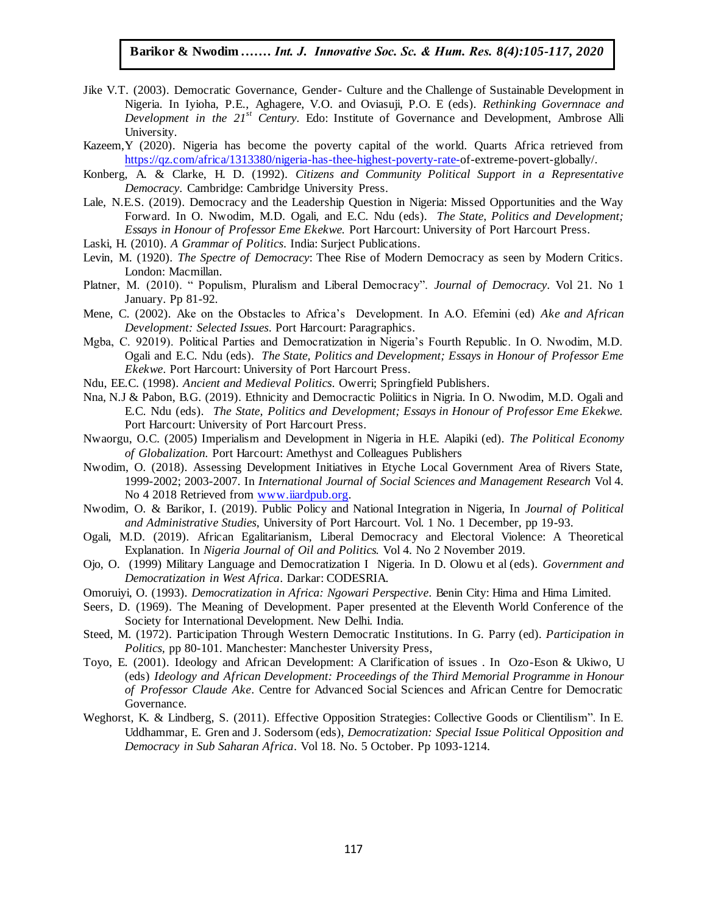Jike V.T. (2003). Democratic Governance, Gender- Culture and the Challenge of Sustainable Development in Nigeria. In Iyioha, P.E., Aghagere, V.O. and Oviasuji, P.O. E (eds). *Rethinking Governnace and Development in the 21st Century*. Edo: Institute of Governance and Development, Ambrose Alli University.

Kazeem,Y (2020). Nigeria has become the poverty capital of the world. Quarts Africa retrieved from https://qz.com/africa/1313380/nigeria-has-thee-highest-poverty-rate-of-extreme-povert-globally/.

Konberg, A. & Clarke, H. D. (1992). *Citizens and Community Political Support in a Representative Democracy*. Cambridge: Cambridge University Press.

Lale, N.E.S. (2019). Democracy and the Leadership Question in Nigeria: Missed Opportunities and the Way Forward. In O. Nwodim, M.D. Ogali, and E.C. Ndu (eds). *The State, Politics and Development; Essays in Honour of Professor Eme Ekekwe.* Port Harcourt: University of Port Harcourt Press.

Laski, H. (2010). *A Grammar of Politics*. India: Surject Publications.

Levin, M. (1920). *The Spectre of Democracy*: Thee Rise of Modern Democracy as seen by Modern Critics. London: Macmillan.

Platner, M. (2010). " Populism, Pluralism and Liberal Democracy". *Journal of Democracy*. Vol 21. No 1 January. Pp 81-92.

Mene, C. (2002). Ake on the Obstacles to Africa's Development. In A.O. Efemini (ed) *Ake and African Development: Selected Issues.* Port Harcourt: Paragraphics.

Mgba, C. 92019). Political Parties and Democratization in Nigeria's Fourth Republic. In O. Nwodim, M.D. Ogali and E.C. Ndu (eds). *The State, Politics and Development; Essays in Honour of Professor Eme Ekekwe.* Port Harcourt: University of Port Harcourt Press.

Ndu, EE.C. (1998). *Ancient and Medieval Politics.* Owerri; Springfield Publishers.

Nna, N.J & Pabon, B.G. (2019). Ethnicity and Democratic Poliitics in Nigria. In O. Nwodim, M.D. Ogali and E.C. Ndu (eds). *The State, Politics and Development; Essays in Honour of Professor Eme Ekekwe.* Port Harcourt: University of Port Harcourt Press.

Nwaorgu, O.C. (2005) Imperialism and Development in Nigeria in H.E. Alapiki (ed). *The Political Economy of Globalization.* Port Harcourt: Amethyst and Colleagues Publishers

Nwodim, O. (2018). Assessing Development Initiatives in Etyche Local Government Area of Rivers State, 1999-2002; 2003-2007. In *International Journal of Social Sciences and Management Research* Vol 4. No 4 2018 Retrieved from www.iiardpub.org.

Nwodim, O. & Barikor, I. (2019). Public Policy and National Integration in Nigeria, In *Journal of Political and Administrative Studies*, University of Port Harcourt. Vol. 1 No. 1 December, pp 19-93.

Ogali, M.D. (2019). African Egalitarianism, Liberal Democracy and Electoral Violence: A Theoretical Explanation. In *Nigeria Journal of Oil and Politics.* Vol 4. No 2 November 2019.

Ojo, O. (1999) Military Language and Democratization I Nigeria. In D. Olowu et al (eds). *Government and Democratization in West Africa*. Darkar: CODESRIA.

Omoruiyi, O. (1993). *Democratization in Africa: Ngowari Perspective*. Benin City: Hima and Hima Limited.

Seers, D. (1969). The Meaning of Development. Paper presented at the Eleventh World Conference of the Society for International Development. New Delhi. India.

Steed, M. (1972). Participation Through Western Democratic Institutions. In G. Parry (ed). *Participation in Politics*, pp 80-101. Manchester: Manchester University Press,

Toyo, E. (2001). Ideology and African Development: A Clarification of issues . In Ozo-Eson & Ukiwo, U (eds) *Ideology and African Development: Proceedings of the Third Memorial Programme in Honour of Professor Claude Ake*. Centre for Advanced Social Sciences and African Centre for Democratic Governance.

Weghorst, K. & Lindberg, S. (2011). Effective Opposition Strategies: Collective Goods or Clientilism". In E. Uddhammar, E. Gren and J. Sodersom (eds), *Democratization: Special Issue Political Opposition and Democracy in Sub Saharan Africa*. Vol 18. No. 5 October. Pp 1093-1214.